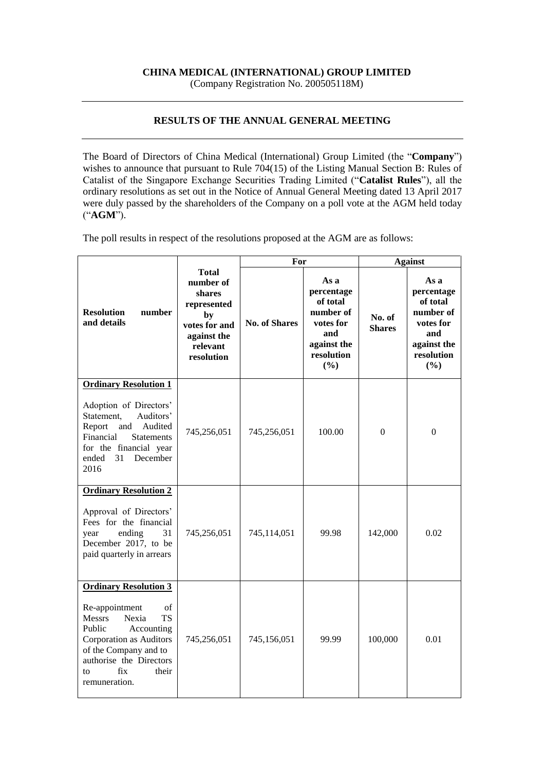**CHINA MEDICAL (INTERNATIONAL) GROUP LIMITED**
(Company Registration No. 200505118M)

---

## RESULTS OF THE ANNUAL GENERAL MEETING

---

The Board of Directors of China Medical (International) Group Limited (the "**Company**") wishes to announce that pursuant to Rule 704(15) of the Listing Manual Section B: Rules of Catalist of the Singapore Exchange Securities Trading Limited ("**Catalist Rules**"), all the ordinary resolutions as set out in the Notice of Annual General Meeting dated 13 April 2017 were duly passed by the shareholders of the Company on a poll vote at the AGM held today ("**AGM**").

The poll results in respect of the resolutions proposed at the AGM are as follows:

| Resolution number and details | Total number of shares represented by votes for and against the relevant resolution | For | | Against | |
|---|---|---|---|---|---|
| | | No. of Shares | As a percentage of total number of votes for and against the resolution (%) | No. of Shares | As a percentage of total number of votes for and against the resolution (%) |
| **Ordinary Resolution 1**<br><br>Adoption of Directors' Statement, Auditors' Report and Audited Financial Statements for the financial year ended 31 December 2016 | 745,256,051 | 745,256,051 | 100.00 | 0 | 0 |
| **Ordinary Resolution 2**<br><br>Approval of Directors' Fees for the financial year ending 31 December 2017, to be paid quarterly in arrears | 745,256,051 | 745,114,051 | 99.98 | 142,000 | 0.02 |
| **Ordinary Resolution 3**<br><br>Re-appointment of Messrs Nexia TS Public Accounting Corporation as Auditors of the Company and to authorise the Directors to fix their remuneration. | 745,256,051 | 745,156,051 | 99.99 | 100,000 | 0.01 |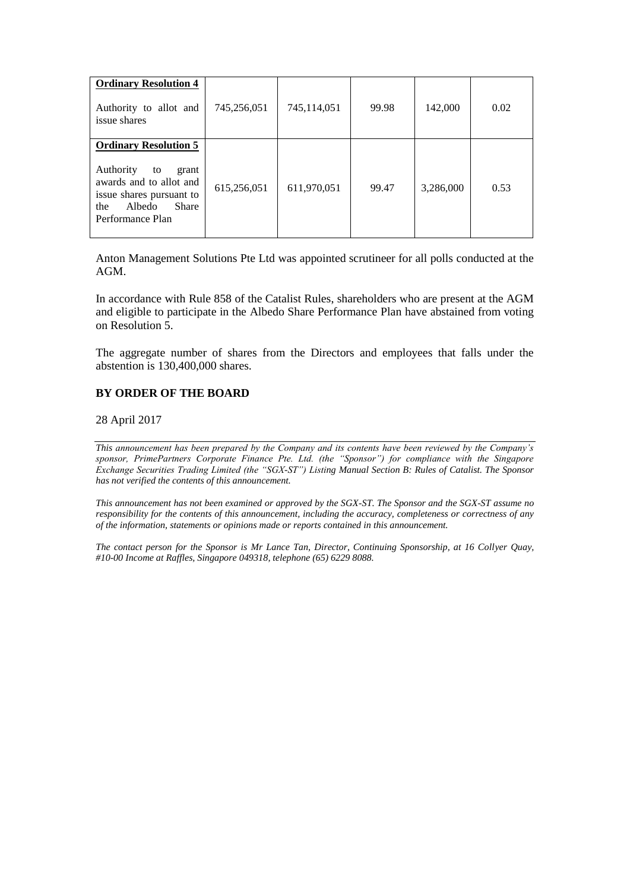| | | | | | |
|---|---|---|---|---|---|
| **Ordinary Resolution 4**<br><br>Authority to allot and issue shares | 745,256,051 | 745,114,051 | 99.98 | 142,000 | 0.02 |
| **Ordinary Resolution 5**<br><br>Authority to grant awards and to allot and issue shares pursuant to the Albedo Share Performance Plan | 615,256,051 | 611,970,051 | 99.47 | 3,286,000 | 0.53 |

Anton Management Solutions Pte Ltd was appointed scrutineer for all polls conducted at the AGM.

In accordance with Rule 858 of the Catalist Rules, shareholders who are present at the AGM and eligible to participate in the Albedo Share Performance Plan have abstained from voting on Resolution 5.

The aggregate number of shares from the Directors and employees that falls under the abstention is 130,400,000 shares.

**BY ORDER OF THE BOARD**

28 April 2017

*This announcement has been prepared by the Company and its contents have been reviewed by the Company's sponsor, PrimePartners Corporate Finance Pte. Ltd. (the "Sponsor") for compliance with the Singapore Exchange Securities Trading Limited (the "SGX-ST") Listing Manual Section B: Rules of Catalist. The Sponsor has not verified the contents of this announcement.*

*This announcement has not been examined or approved by the SGX-ST. The Sponsor and the SGX-ST assume no responsibility for the contents of this announcement, including the accuracy, completeness or correctness of any of the information, statements or opinions made or reports contained in this announcement.*

*The contact person for the Sponsor is Mr Lance Tan, Director, Continuing Sponsorship, at 16 Collyer Quay, #10-00 Income at Raffles, Singapore 049318, telephone (65) 6229 8088.*